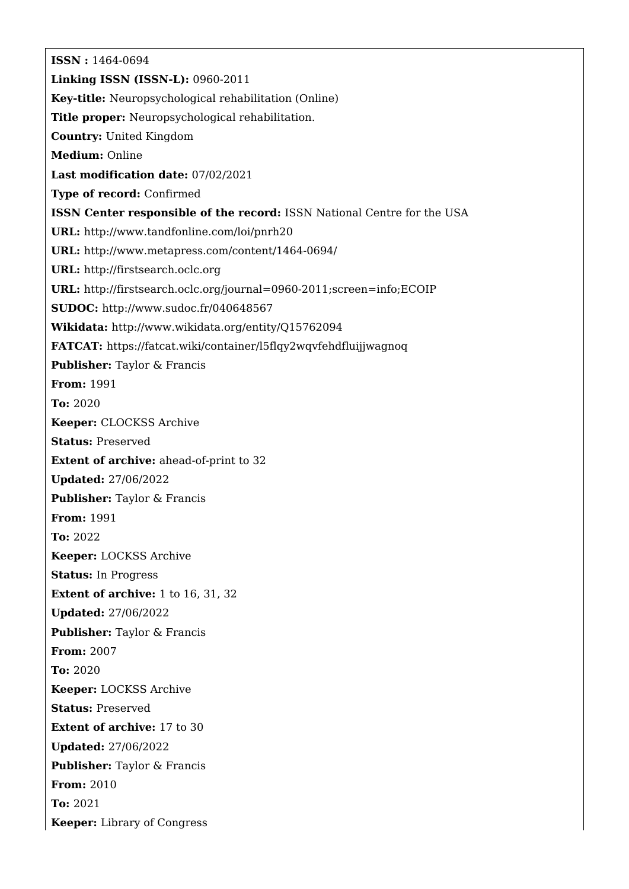**ISSN :** 1464-0694

**Linking ISSN (ISSN-L):** 0960-2011

**Key-title:** Neuropsychological rehabilitation (Online)

**Title proper:** Neuropsychological rehabilitation.

**Country:** United Kingdom

**Medium:** Online

**Last modification date:** 07/02/2021

**Type of record:** Confirmed

**ISSN Center responsible of the record:** ISSN National Centre for the USA

**URL:** http://www.tandfonline.com/loi/pnrh20

**URL:** http://www.metapress.com/content/1464-0694/

**URL:** http://firstsearch.oclc.org

**URL:** http://firstsearch.oclc.org/journal=0960-2011;screen=info;ECOIP

**SUDOC:** http://www.sudoc.fr/040648567

**Wikidata:** http://www.wikidata.org/entity/Q15762094

**FATCAT:** https://fatcat.wiki/container/l5flqy2wqvfehdfluijjwagnoq

**Publisher:** Taylor & Francis

**From:** 1991

**To:** 2020

**Keeper:** CLOCKSS Archive

**Status:** Preserved

**Extent of archive:** ahead-of-print to 32

**Updated:** 27/06/2022

**Publisher:** Taylor & Francis

**From:** 1991

**To:** 2022

**Keeper:** LOCKSS Archive

**Status:** In Progress

**Extent of archive:** 1 to 16, 31, 32

**Updated:** 27/06/2022

**Publisher:** Taylor & Francis

**From:** 2007

**To:** 2020

**Keeper:** LOCKSS Archive

**Status:** Preserved

**Extent of archive:** 17 to 30

**Updated:** 27/06/2022

**Publisher:** Taylor & Francis

**From:** 2010

**To:** 2021

**Keeper:** Library of Congress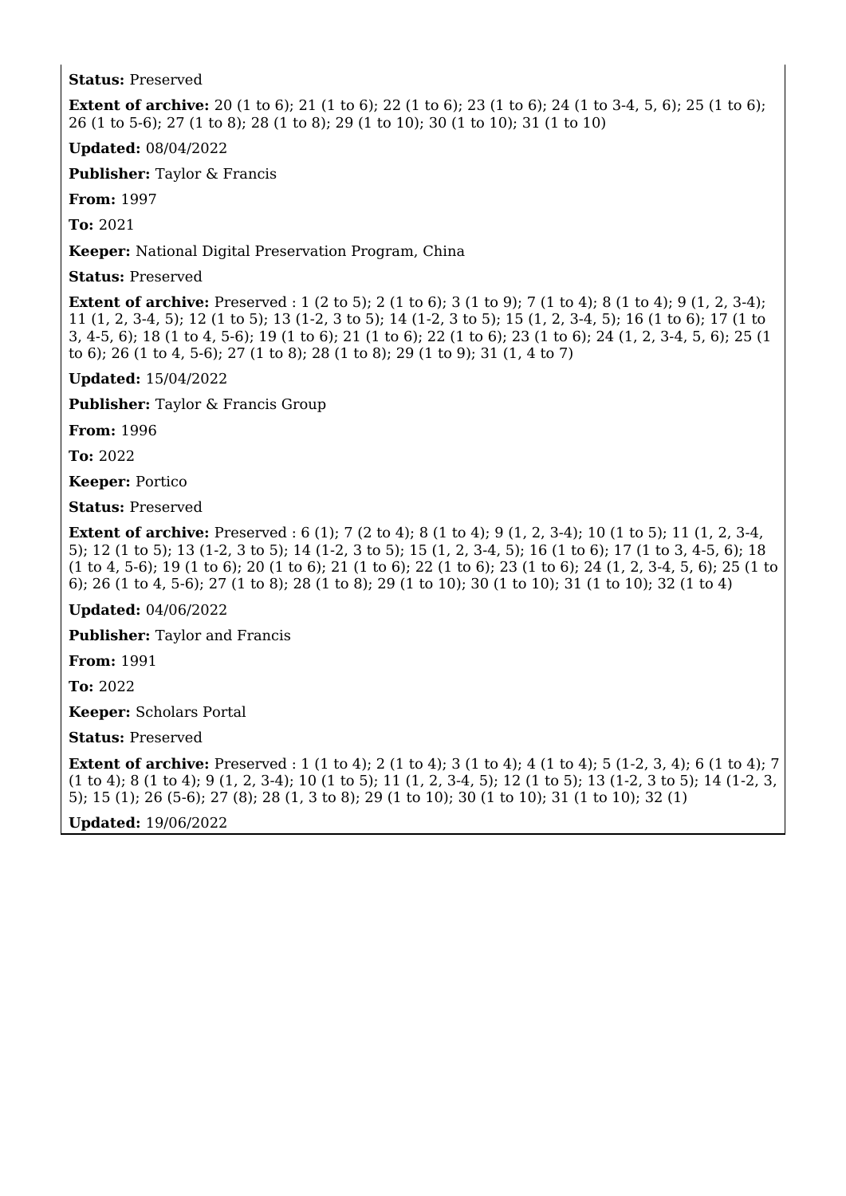**Status:** Preserved

**Extent of archive:** 20 (1 to 6); 21 (1 to 6); 22 (1 to 6); 23 (1 to 6); 24 (1 to 3-4, 5, 6); 25 (1 to 6); 26 (1 to 5-6); 27 (1 to 8); 28 (1 to 8); 29 (1 to 10); 30 (1 to 10); 31 (1 to 10)

**Updated:** 08/04/2022

**Publisher:** Taylor & Francis

**From:** 1997

**To:** 2021

**Keeper:** National Digital Preservation Program, China

**Status:** Preserved

**Extent of archive:** Preserved : 1 (2 to 5); 2 (1 to 6); 3 (1 to 9); 7 (1 to 4); 8 (1 to 4); 9 (1, 2, 3-4); 11 (1, 2, 3-4, 5); 12 (1 to 5); 13 (1-2, 3 to 5); 14 (1-2, 3 to 5); 15 (1, 2, 3-4, 5); 16 (1 to 6); 17 (1 to 3, 4-5, 6); 18 (1 to 4, 5-6); 19 (1 to 6); 21 (1 to 6); 22 (1 to 6); 23 (1 to 6); 24 (1, 2, 3-4, 5, 6); 25 (1 to 6); 26 (1 to 4, 5-6); 27 (1 to 8); 28 (1 to 8); 29 (1 to 9); 31 (1, 4 to 7)

**Updated:** 15/04/2022

**Publisher:** Taylor & Francis Group

**From:** 1996

**To:** 2022

**Keeper:** Portico

**Status:** Preserved

**Extent of archive:** Preserved : 6 (1); 7 (2 to 4); 8 (1 to 4); 9 (1, 2, 3-4); 10 (1 to 5); 11 (1, 2, 3-4, 5); 12 (1 to 5); 13 (1-2, 3 to 5); 14 (1-2, 3 to 5); 15 (1, 2, 3-4, 5); 16 (1 to 6); 17 (1 to 3, 4-5, 6); 18 (1 to 4, 5-6); 19 (1 to 6); 20 (1 to 6); 21 (1 to 6); 22 (1 to 6); 23 (1 to 6); 24 (1, 2, 3-4, 5, 6); 25 (1 to 6); 26 (1 to 4, 5-6); 27 (1 to 8); 28 (1 to 8); 29 (1 to 10); 30 (1 to 10); 31 (1 to 10); 32 (1 to 4)

**Updated:** 04/06/2022

**Publisher:** Taylor and Francis

**From:** 1991

**To:** 2022

**Keeper:** Scholars Portal

**Status:** Preserved

**Extent of archive:** Preserved : 1 (1 to 4); 2 (1 to 4); 3 (1 to 4); 4 (1 to 4); 5 (1-2, 3, 4); 6 (1 to 4); 7 (1 to 4); 8 (1 to 4); 9 (1, 2, 3-4); 10 (1 to 5); 11 (1, 2, 3-4, 5); 12 (1 to 5); 13 (1-2, 3 to 5); 14 (1-2, 3, 5); 15 (1); 26 (5-6); 27 (8); 28 (1, 3 to 8); 29 (1 to 10); 30 (1 to 10); 31 (1 to 10); 32 (1)

**Updated:** 19/06/2022